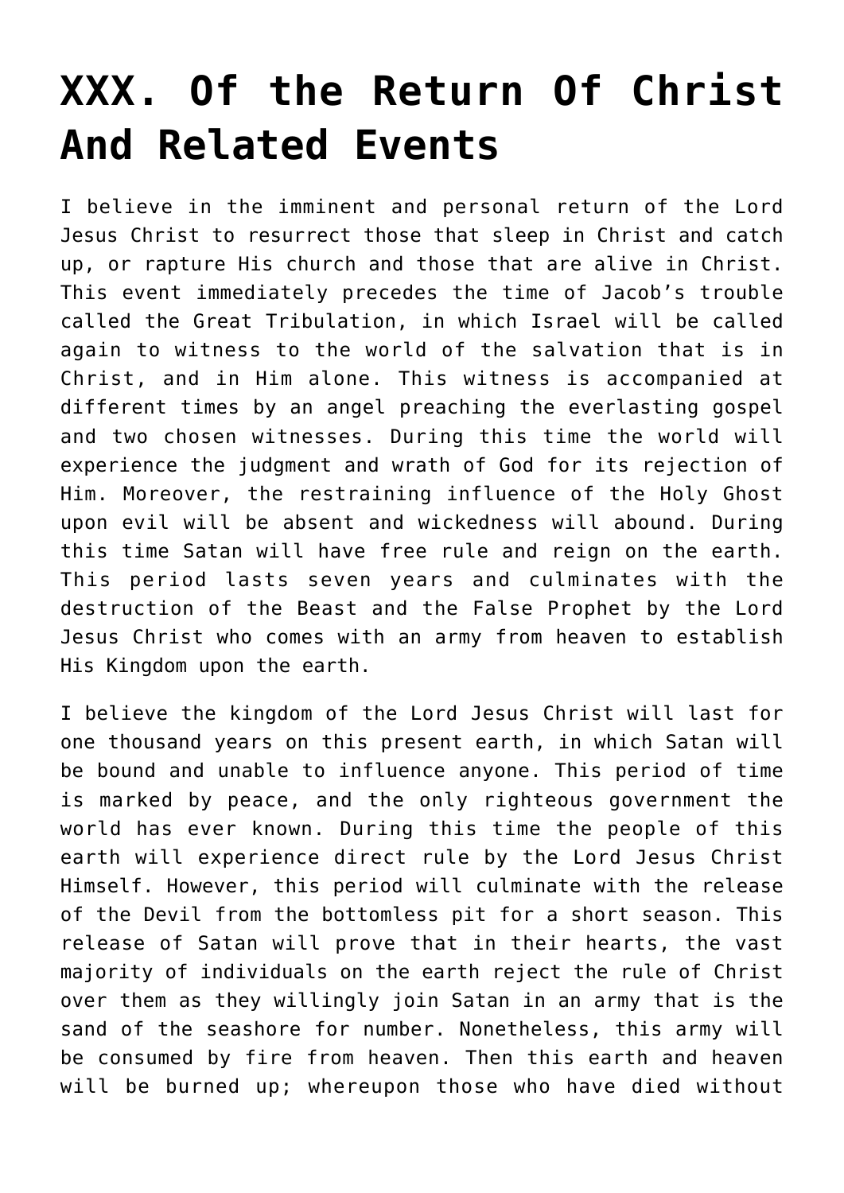# XXX. Of the Return Of Christ And Related Events

I believe in the imminent and personal return of the Lord Jesus Christ to resurrect those that sleep in Christ and catch up, or rapture His church and those that are alive in Christ. This event immediately precedes the time of Jacob's trouble called the Great Tribulation, in which Israel will be called again to witness to the world of the salvation that is in Christ, and in Him alone. This witness is accompanied at different times by an angel preaching the everlasting gospel and two chosen witnesses. During this time the world will experience the judgment and wrath of God for its rejection of Him. Moreover, the restraining influence of the Holy Ghost upon evil will be absent and wickedness will abound. During this time Satan will have free rule and reign on the earth. This period lasts seven years and culminates with the destruction of the Beast and the False Prophet by the Lord Jesus Christ who comes with an army from heaven to establish His Kingdom upon the earth.

I believe the kingdom of the Lord Jesus Christ will last for one thousand years on this present earth, in which Satan will be bound and unable to influence anyone. This period of time is marked by peace, and the only righteous government the world has ever known. During this time the people of this earth will experience direct rule by the Lord Jesus Christ Himself. However, this period will culminate with the release of the Devil from the bottomless pit for a short season. This release of Satan will prove that in their hearts, the vast majority of individuals on the earth reject the rule of Christ over them as they willingly join Satan in an army that is the sand of the seashore for number. Nonetheless, this army will be consumed by fire from heaven. Then this earth and heaven will be burned up; whereupon those who have died without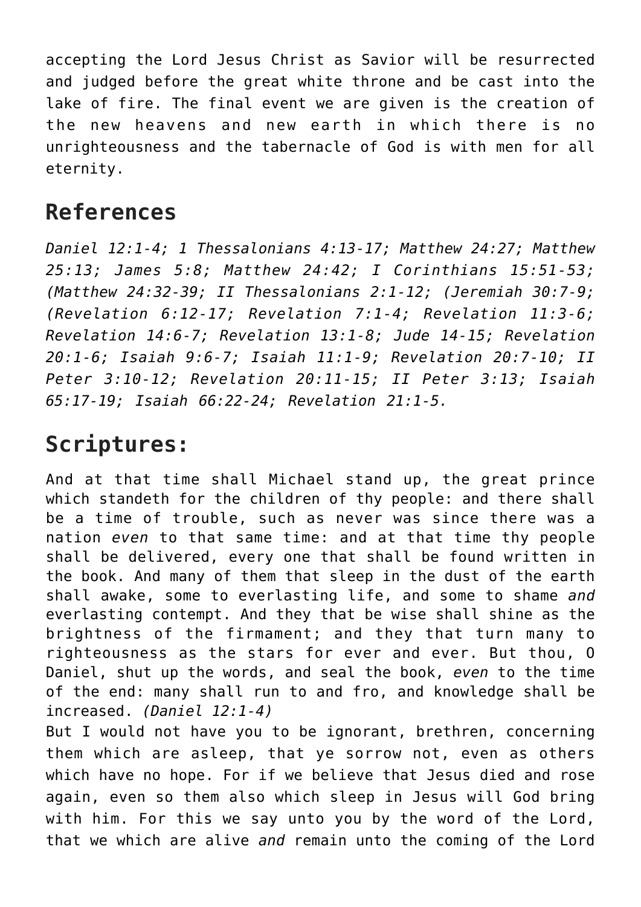accepting the Lord Jesus Christ as Savior will be resurrected and judged before the great white throne and be cast into the lake of fire. The final event we are given is the creation of the new heavens and new earth in which there is no unrighteousness and the tabernacle of God is with men for all eternity.

## References

*Daniel 12:1-4; 1 Thessalonians 4:13-17; Matthew 24:27; Matthew 25:13; James 5:8; Matthew 24:42; I Corinthians 15:51-53; (Matthew 24:32-39; II Thessalonians 2:1-12; (Jeremiah 30:7-9; (Revelation 6:12-17; Revelation 7:1-4; Revelation 11:3-6; Revelation 14:6-7; Revelation 13:1-8; Jude 14-15; Revelation 20:1-6; Isaiah 9:6-7; Isaiah 11:1-9; Revelation 20:7-10; II Peter 3:10-12; Revelation 20:11-15; II Peter 3:13; Isaiah 65:17-19; Isaiah 66:22-24; Revelation 21:1-5.*

## Scriptures:

And at that time shall Michael stand up, the great prince which standeth for the children of thy people: and there shall be a time of trouble, such as never was since there was a nation *even* to that same time: and at that time thy people shall be delivered, every one that shall be found written in the book. And many of them that sleep in the dust of the earth shall awake, some to everlasting life, and some to shame *and* everlasting contempt. And they that be wise shall shine as the brightness of the firmament; and they that turn many to righteousness as the stars for ever and ever. But thou, O Daniel, shut up the words, and seal the book, *even* to the time of the end: many shall run to and fro, and knowledge shall be increased. *(Daniel 12:1-4)*

But I would not have you to be ignorant, brethren, concerning them which are asleep, that ye sorrow not, even as others which have no hope. For if we believe that Jesus died and rose again, even so them also which sleep in Jesus will God bring with him. For this we say unto you by the word of the Lord, that we which are alive *and* remain unto the coming of the Lord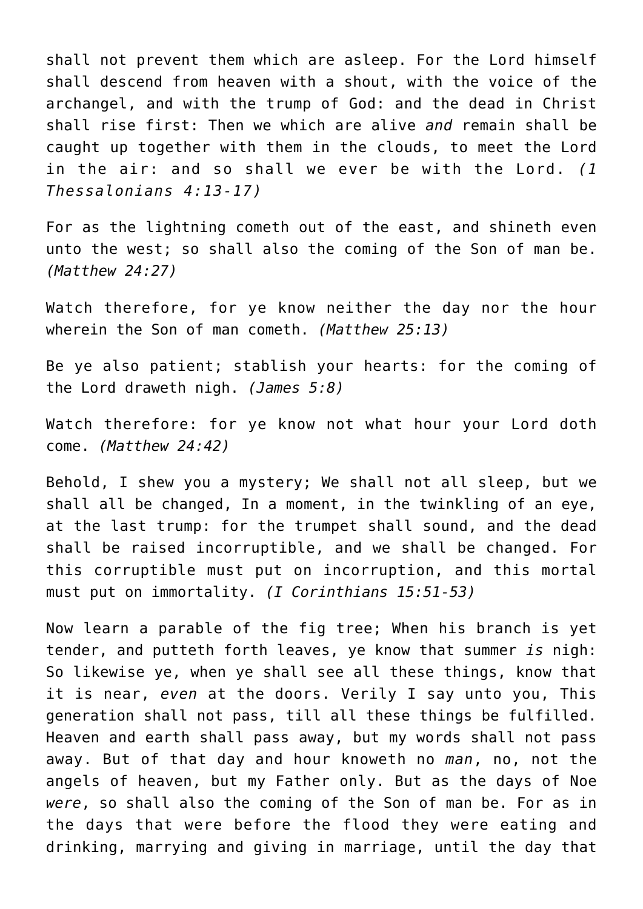shall not prevent them which are asleep. For the Lord himself shall descend from heaven with a shout, with the voice of the archangel, and with the trump of God: and the dead in Christ shall rise first: Then we which are alive *and* remain shall be caught up together with them in the clouds, to meet the Lord in the air: and so shall we ever be with the Lord. *(1 Thessalonians 4:13-17)*

For as the lightning cometh out of the east, and shineth even unto the west; so shall also the coming of the Son of man be. *(Matthew 24:27)*

Watch therefore, for ye know neither the day nor the hour wherein the Son of man cometh. *(Matthew 25:13)*

Be ye also patient; stablish your hearts: for the coming of the Lord draweth nigh. *(James 5:8)*

Watch therefore: for ye know not what hour your Lord doth come. *(Matthew 24:42)*

Behold, I shew you a mystery; We shall not all sleep, but we shall all be changed, In a moment, in the twinkling of an eye, at the last trump: for the trumpet shall sound, and the dead shall be raised incorruptible, and we shall be changed. For this corruptible must put on incorruption, and this mortal must put on immortality. *(I Corinthians 15:51-53)*

Now learn a parable of the fig tree; When his branch is yet tender, and putteth forth leaves, ye know that summer *is* nigh: So likewise ye, when ye shall see all these things, know that it is near, *even* at the doors. Verily I say unto you, This generation shall not pass, till all these things be fulfilled. Heaven and earth shall pass away, but my words shall not pass away. But of that day and hour knoweth no *man*, no, not the angels of heaven, but my Father only. But as the days of Noe *were*, so shall also the coming of the Son of man be. For as in the days that were before the flood they were eating and drinking, marrying and giving in marriage, until the day that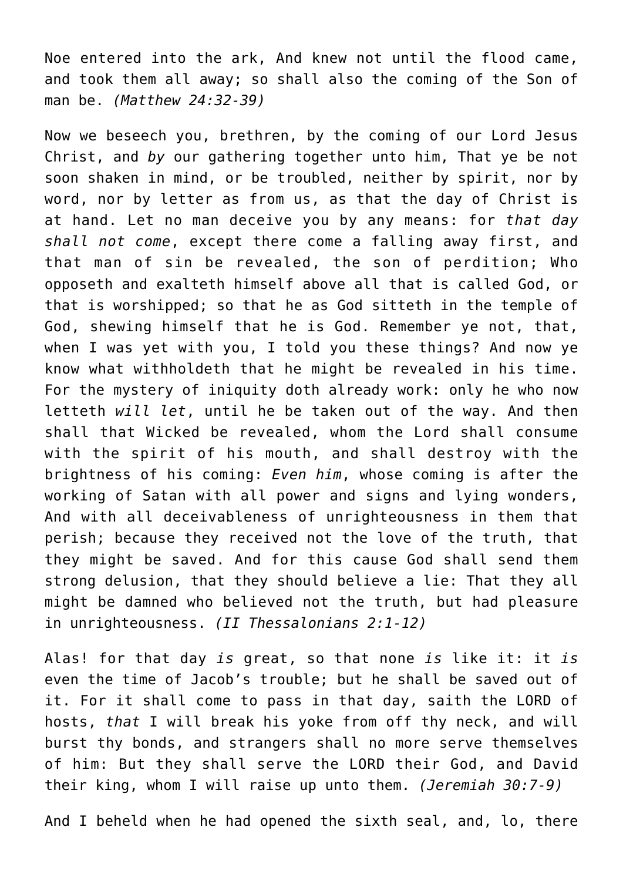Noe entered into the ark, And knew not until the flood came, and took them all away; so shall also the coming of the Son of man be. *(Matthew 24:32-39)*

Now we beseech you, brethren, by the coming of our Lord Jesus Christ, and *by* our gathering together unto him, That ye be not soon shaken in mind, or be troubled, neither by spirit, nor by word, nor by letter as from us, as that the day of Christ is at hand. Let no man deceive you by any means: for *that day shall not come*, except there come a falling away first, and that man of sin be revealed, the son of perdition; Who opposeth and exalteth himself above all that is called God, or that is worshipped; so that he as God sitteth in the temple of God, shewing himself that he is God. Remember ye not, that, when I was yet with you, I told you these things? And now ye know what withholdeth that he might be revealed in his time. For the mystery of iniquity doth already work: only he who now letteth *will let*, until he be taken out of the way. And then shall that Wicked be revealed, whom the Lord shall consume with the spirit of his mouth, and shall destroy with the brightness of his coming: *Even him*, whose coming is after the working of Satan with all power and signs and lying wonders, And with all deceivableness of unrighteousness in them that perish; because they received not the love of the truth, that they might be saved. And for this cause God shall send them strong delusion, that they should believe a lie: That they all might be damned who believed not the truth, but had pleasure in unrighteousness. *(II Thessalonians 2:1-12)*

Alas! for that day *is* great, so that none *is* like it: it *is* even the time of Jacob's trouble; but he shall be saved out of it. For it shall come to pass in that day, saith the LORD of hosts, *that* I will break his yoke from off thy neck, and will burst thy bonds, and strangers shall no more serve themselves of him: But they shall serve the LORD their God, and David their king, whom I will raise up unto them. *(Jeremiah 30:7-9)*

And I beheld when he had opened the sixth seal, and, lo, there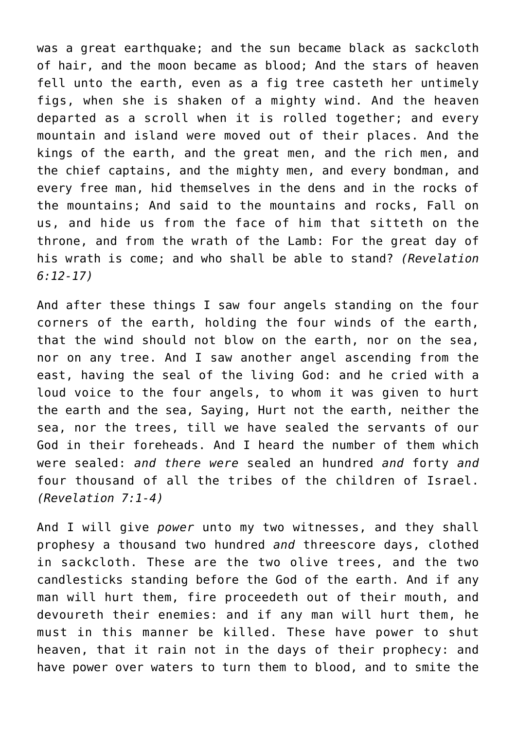was a great earthquake; and the sun became black as sackcloth of hair, and the moon became as blood; And the stars of heaven fell unto the earth, even as a fig tree casteth her untimely figs, when she is shaken of a mighty wind. And the heaven departed as a scroll when it is rolled together; and every mountain and island were moved out of their places. And the kings of the earth, and the great men, and the rich men, and the chief captains, and the mighty men, and every bondman, and every free man, hid themselves in the dens and in the rocks of the mountains; And said to the mountains and rocks, Fall on us, and hide us from the face of him that sitteth on the throne, and from the wrath of the Lamb: For the great day of his wrath is come; and who shall be able to stand? *(Revelation 6:12-17)*

And after these things I saw four angels standing on the four corners of the earth, holding the four winds of the earth, that the wind should not blow on the earth, nor on the sea, nor on any tree. And I saw another angel ascending from the east, having the seal of the living God: and he cried with a loud voice to the four angels, to whom it was given to hurt the earth and the sea, Saying, Hurt not the earth, neither the sea, nor the trees, till we have sealed the servants of our God in their foreheads. And I heard the number of them which were sealed: *and there were* sealed an hundred *and* forty *and* four thousand of all the tribes of the children of Israel. *(Revelation 7:1-4)*

And I will give *power* unto my two witnesses, and they shall prophesy a thousand two hundred *and* threescore days, clothed in sackcloth. These are the two olive trees, and the two candlesticks standing before the God of the earth. And if any man will hurt them, fire proceedeth out of their mouth, and devoureth their enemies: and if any man will hurt them, he must in this manner be killed. These have power to shut heaven, that it rain not in the days of their prophecy: and have power over waters to turn them to blood, and to smite the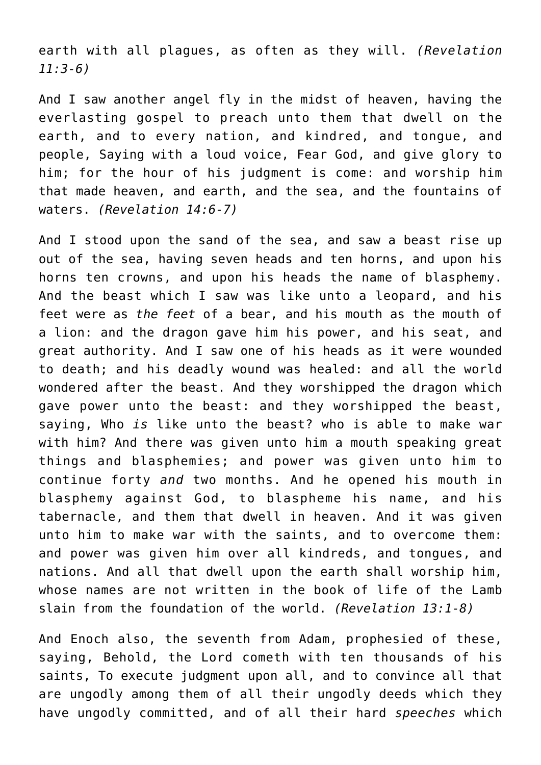earth with all plagues, as often as they will. *(Revelation 11:3-6)*

And I saw another angel fly in the midst of heaven, having the everlasting gospel to preach unto them that dwell on the earth, and to every nation, and kindred, and tongue, and people, Saying with a loud voice, Fear God, and give glory to him; for the hour of his judgment is come: and worship him that made heaven, and earth, and the sea, and the fountains of waters. *(Revelation 14:6-7)*

And I stood upon the sand of the sea, and saw a beast rise up out of the sea, having seven heads and ten horns, and upon his horns ten crowns, and upon his heads the name of blasphemy. And the beast which I saw was like unto a leopard, and his feet were as *the feet* of a bear, and his mouth as the mouth of a lion: and the dragon gave him his power, and his seat, and great authority. And I saw one of his heads as it were wounded to death; and his deadly wound was healed: and all the world wondered after the beast. And they worshipped the dragon which gave power unto the beast: and they worshipped the beast, saying, Who *is* like unto the beast? who is able to make war with him? And there was given unto him a mouth speaking great things and blasphemies; and power was given unto him to continue forty *and* two months. And he opened his mouth in blasphemy against God, to blaspheme his name, and his tabernacle, and them that dwell in heaven. And it was given unto him to make war with the saints, and to overcome them: and power was given him over all kindreds, and tongues, and nations. And all that dwell upon the earth shall worship him, whose names are not written in the book of life of the Lamb slain from the foundation of the world. *(Revelation 13:1-8)*

And Enoch also, the seventh from Adam, prophesied of these, saying, Behold, the Lord cometh with ten thousands of his saints, To execute judgment upon all, and to convince all that are ungodly among them of all their ungodly deeds which they have ungodly committed, and of all their hard *speeches* which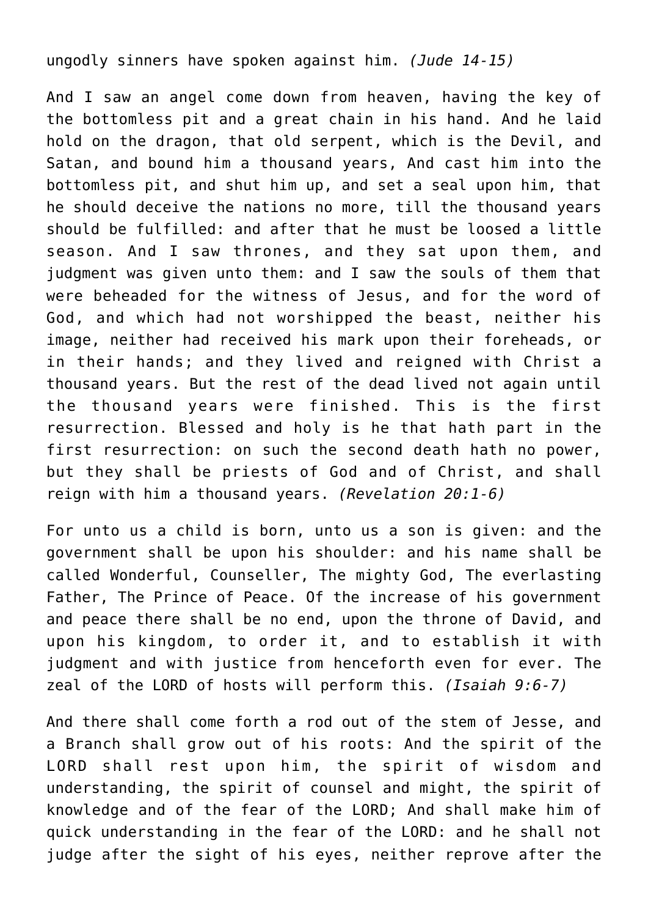ungodly sinners have spoken against him. *(Jude 14-15)*

And I saw an angel come down from heaven, having the key of the bottomless pit and a great chain in his hand. And he laid hold on the dragon, that old serpent, which is the Devil, and Satan, and bound him a thousand years, And cast him into the bottomless pit, and shut him up, and set a seal upon him, that he should deceive the nations no more, till the thousand years should be fulfilled: and after that he must be loosed a little season. And I saw thrones, and they sat upon them, and judgment was given unto them: and I saw the souls of them that were beheaded for the witness of Jesus, and for the word of God, and which had not worshipped the beast, neither his image, neither had received his mark upon their foreheads, or in their hands; and they lived and reigned with Christ a thousand years. But the rest of the dead lived not again until the thousand years were finished. This is the first resurrection. Blessed and holy is he that hath part in the first resurrection: on such the second death hath no power, but they shall be priests of God and of Christ, and shall reign with him a thousand years. *(Revelation 20:1-6)*

For unto us a child is born, unto us a son is given: and the government shall be upon his shoulder: and his name shall be called Wonderful, Counseller, The mighty God, The everlasting Father, The Prince of Peace. Of the increase of his government and peace there shall be no end, upon the throne of David, and upon his kingdom, to order it, and to establish it with judgment and with justice from henceforth even for ever. The zeal of the LORD of hosts will perform this. *(Isaiah 9:6-7)*

And there shall come forth a rod out of the stem of Jesse, and a Branch shall grow out of his roots: And the spirit of the LORD shall rest upon him, the spirit of wisdom and understanding, the spirit of counsel and might, the spirit of knowledge and of the fear of the LORD; And shall make him of quick understanding in the fear of the LORD: and he shall not judge after the sight of his eyes, neither reprove after the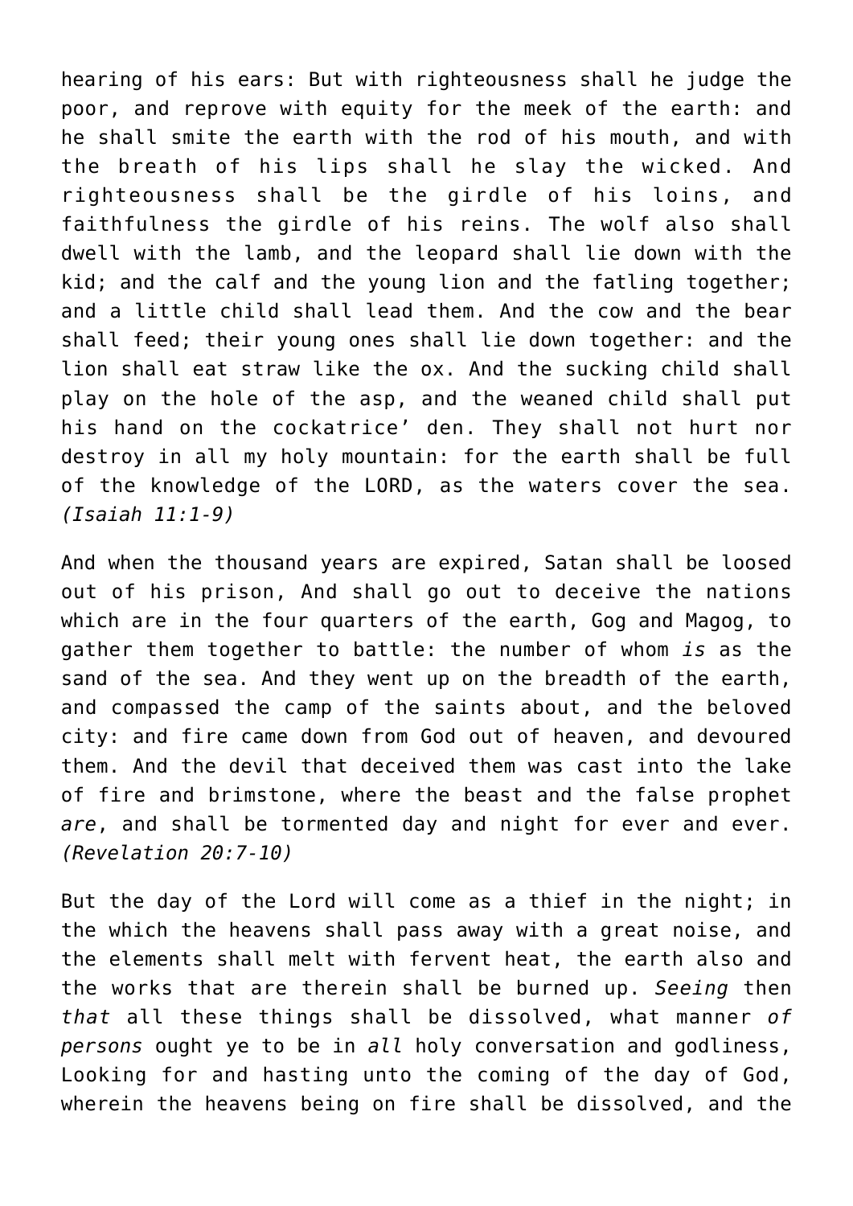hearing of his ears: But with righteousness shall he judge the poor, and reprove with equity for the meek of the earth: and he shall smite the earth with the rod of his mouth, and with the breath of his lips shall he slay the wicked. And righteousness shall be the girdle of his loins, and faithfulness the girdle of his reins. The wolf also shall dwell with the lamb, and the leopard shall lie down with the kid; and the calf and the young lion and the fatling together; and a little child shall lead them. And the cow and the bear shall feed; their young ones shall lie down together: and the lion shall eat straw like the ox. And the sucking child shall play on the hole of the asp, and the weaned child shall put his hand on the cockatrice' den. They shall not hurt nor destroy in all my holy mountain: for the earth shall be full of the knowledge of the LORD, as the waters cover the sea. *(Isaiah 11:1-9)*

And when the thousand years are expired, Satan shall be loosed out of his prison, And shall go out to deceive the nations which are in the four quarters of the earth, Gog and Magog, to gather them together to battle: the number of whom *is* as the sand of the sea. And they went up on the breadth of the earth, and compassed the camp of the saints about, and the beloved city: and fire came down from God out of heaven, and devoured them. And the devil that deceived them was cast into the lake of fire and brimstone, where the beast and the false prophet *are*, and shall be tormented day and night for ever and ever. *(Revelation 20:7-10)*

But the day of the Lord will come as a thief in the night; in the which the heavens shall pass away with a great noise, and the elements shall melt with fervent heat, the earth also and the works that are therein shall be burned up. *Seeing* then *that* all these things shall be dissolved, what manner *of persons* ought ye to be in *all* holy conversation and godliness, Looking for and hasting unto the coming of the day of God, wherein the heavens being on fire shall be dissolved, and the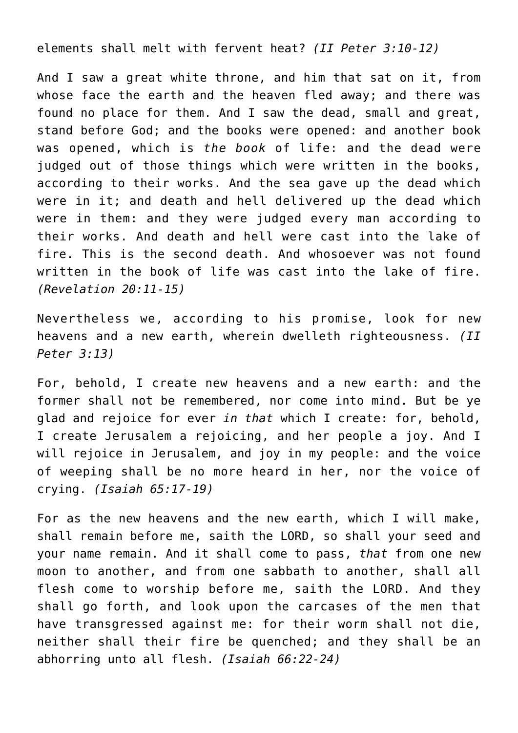elements shall melt with fervent heat? *(II Peter 3:10-12)*

And I saw a great white throne, and him that sat on it, from whose face the earth and the heaven fled away; and there was found no place for them. And I saw the dead, small and great, stand before God; and the books were opened: and another book was opened, which is *the book* of life: and the dead were judged out of those things which were written in the books, according to their works. And the sea gave up the dead which were in it; and death and hell delivered up the dead which were in them: and they were judged every man according to their works. And death and hell were cast into the lake of fire. This is the second death. And whosoever was not found written in the book of life was cast into the lake of fire. *(Revelation 20:11-15)*

Nevertheless we, according to his promise, look for new heavens and a new earth, wherein dwelleth righteousness. *(II Peter 3:13)*

For, behold, I create new heavens and a new earth: and the former shall not be remembered, nor come into mind. But be ye glad and rejoice for ever *in that* which I create: for, behold, I create Jerusalem a rejoicing, and her people a joy. And I will rejoice in Jerusalem, and joy in my people: and the voice of weeping shall be no more heard in her, nor the voice of crying. *(Isaiah 65:17-19)*

For as the new heavens and the new earth, which I will make, shall remain before me, saith the LORD, so shall your seed and your name remain. And it shall come to pass, *that* from one new moon to another, and from one sabbath to another, shall all flesh come to worship before me, saith the LORD. And they shall go forth, and look upon the carcases of the men that have transgressed against me: for their worm shall not die, neither shall their fire be quenched; and they shall be an abhorring unto all flesh. *(Isaiah 66:22-24)*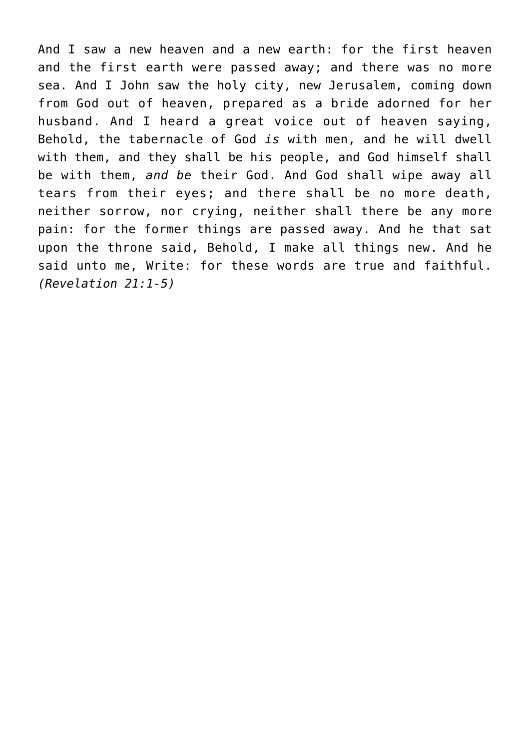And I saw a new heaven and a new earth: for the first heaven and the first earth were passed away; and there was no more sea. And I John saw the holy city, new Jerusalem, coming down from God out of heaven, prepared as a bride adorned for her husband. And I heard a great voice out of heaven saying, Behold, the tabernacle of God *is* with men, and he will dwell with them, and they shall be his people, and God himself shall be with them, *and be* their God. And God shall wipe away all tears from their eyes; and there shall be no more death, neither sorrow, nor crying, neither shall there be any more pain: for the former things are passed away. And he that sat upon the throne said, Behold, I make all things new. And he said unto me, Write: for these words are true and faithful. *(Revelation 21:1-5)*